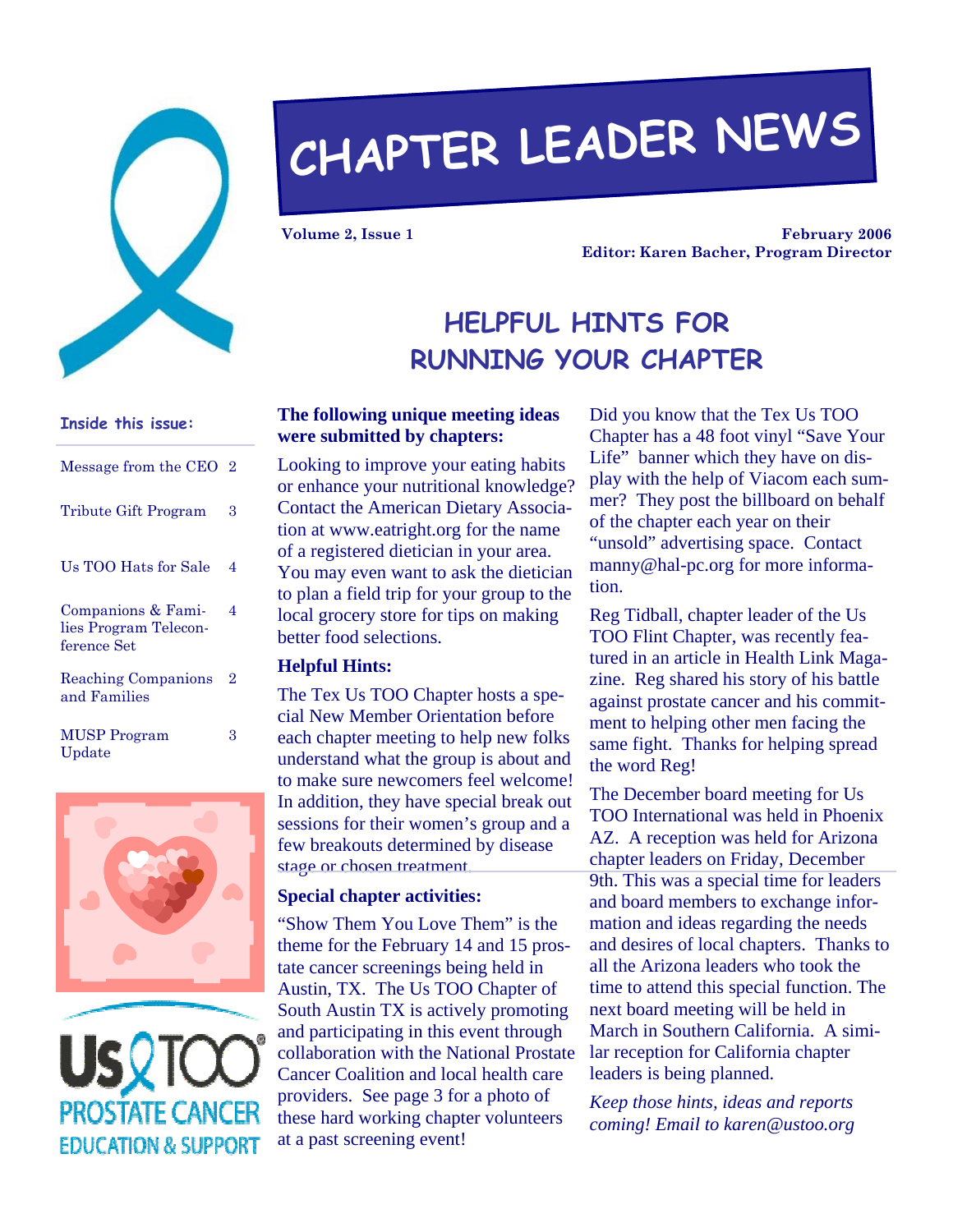# CHAPTER LEADER NEWS

**Volume 2, Issue 1** **February 2006**

**Editor: Karen Bacher, Program Director**

**Inside this issue:**

| | |
|---|---|
| Message from the CEO | 2 |
| Tribute Gift Program | 3 |
| Us TOO Hats for Sale | 4 |
| Companions & Families Program Teleconference Set | 4 |
| Reaching Companions and Families | 2 |
| MUSP Program Update | 3 |

Us TOO PROSTATE CANCER EDUCATION & SUPPORT

## HELPFUL HINTS FOR RUNNING YOUR CHAPTER

**The following unique meeting ideas were submitted by chapters:**

Looking to improve your eating habits or enhance your nutritional knowledge? Contact the American Dietary Association at www.eatright.org for the name of a registered dietician in your area. You may even want to ask the dietician to plan a field trip for your group to the local grocery store for tips on making better food selections.

**Helpful Hints:**

The Tex Us TOO Chapter hosts a special New Member Orientation before each chapter meeting to help new folks understand what the group is about and to make sure newcomers feel welcome! In addition, they have special break out sessions for their women's group and a few breakouts determined by disease stage or chosen treatment.

**Special chapter activities:**

"Show Them You Love Them" is the theme for the February 14 and 15 prostate cancer screenings being held in Austin, TX. The Us TOO Chapter of South Austin TX is actively promoting and participating in this event through collaboration with the National Prostate Cancer Coalition and local health care providers. See page 3 for a photo of these hard working chapter volunteers at a past screening event!

Did you know that the Tex Us TOO Chapter has a 48 foot vinyl "Save Your Life" banner which they have on display with the help of Viacom each summer? They post the billboard on behalf of the chapter each year on their "unsold" advertising space. Contact manny@hal-pc.org for more information.

Reg Tidball, chapter leader of the Us TOO Flint Chapter, was recently featured in an article in Health Link Magazine. Reg shared his story of his battle against prostate cancer and his commitment to helping other men facing the same fight. Thanks for helping spread the word Reg!

The December board meeting for Us TOO International was held in Phoenix AZ. A reception was held for Arizona chapter leaders on Friday, December 9th. This was a special time for leaders and board members to exchange information and ideas regarding the needs and desires of local chapters. Thanks to all the Arizona leaders who took the time to attend this special function. The next board meeting will be held in March in Southern California. A similar reception for California chapter leaders is being planned.

*Keep those hints, ideas and reports coming! Email to karen@ustoo.org*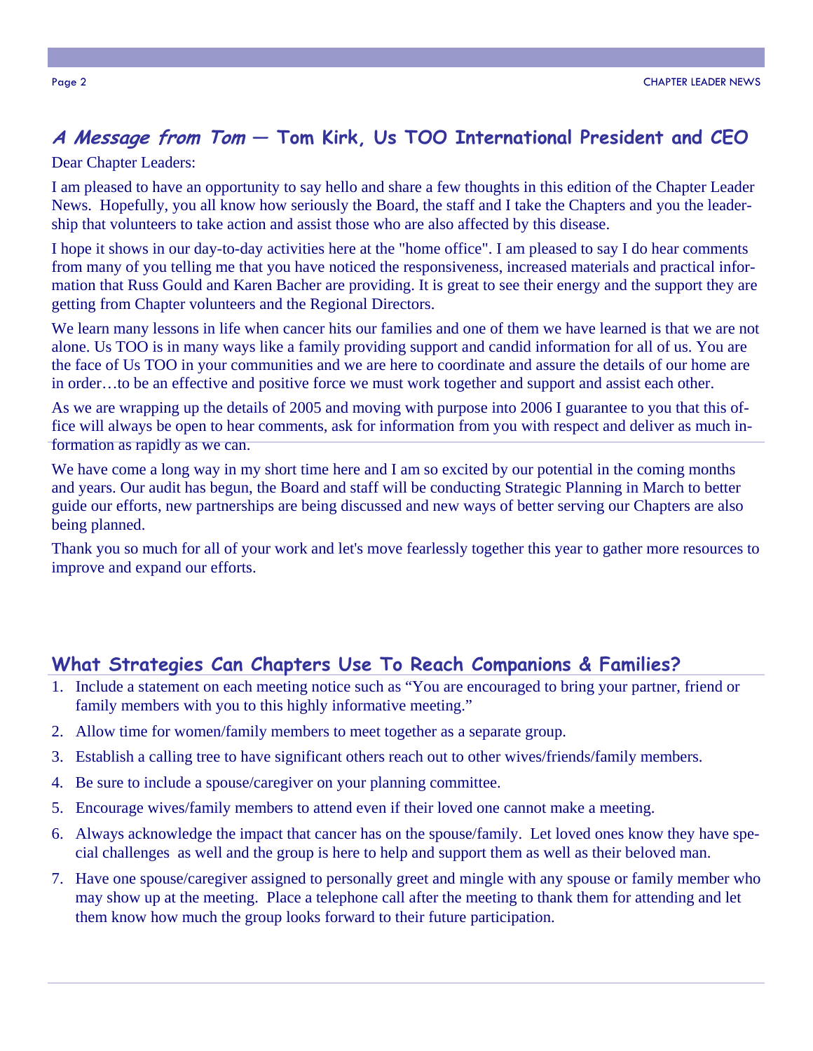## *A Message from Tom* — Tom Kirk, Us TOO International President and CEO

Dear Chapter Leaders:

I am pleased to have an opportunity to say hello and share a few thoughts in this edition of the Chapter Leader News. Hopefully, you all know how seriously the Board, the staff and I take the Chapters and you the leadership that volunteers to take action and assist those who are also affected by this disease.

I hope it shows in our day-to-day activities here at the "home office". I am pleased to say I do hear comments from many of you telling me that you have noticed the responsiveness, increased materials and practical information that Russ Gould and Karen Bacher are providing. It is great to see their energy and the support they are getting from Chapter volunteers and the Regional Directors.

We learn many lessons in life when cancer hits our families and one of them we have learned is that we are not alone. Us TOO is in many ways like a family providing support and candid information for all of us. You are the face of Us TOO in your communities and we are here to coordinate and assure the details of our home are in order…to be an effective and positive force we must work together and support and assist each other.

As we are wrapping up the details of 2005 and moving with purpose into 2006 I guarantee to you that this office will always be open to hear comments, ask for information from you with respect and deliver as much information as rapidly as we can.

We have come a long way in my short time here and I am so excited by our potential in the coming months and years. Our audit has begun, the Board and staff will be conducting Strategic Planning in March to better guide our efforts, new partnerships are being discussed and new ways of better serving our Chapters are also being planned.

Thank you so much for all of your work and let's move fearlessly together this year to gather more resources to improve and expand our efforts.

## What Strategies Can Chapters Use To Reach Companions & Families?

1. Include a statement on each meeting notice such as "You are encouraged to bring your partner, friend or family members with you to this highly informative meeting."
2. Allow time for women/family members to meet together as a separate group.
3. Establish a calling tree to have significant others reach out to other wives/friends/family members.
4. Be sure to include a spouse/caregiver on your planning committee.
5. Encourage wives/family members to attend even if their loved one cannot make a meeting.
6. Always acknowledge the impact that cancer has on the spouse/family. Let loved ones know they have special challenges as well and the group is here to help and support them as well as their beloved man.
7. Have one spouse/caregiver assigned to personally greet and mingle with any spouse or family member who may show up at the meeting. Place a telephone call after the meeting to thank them for attending and let them know how much the group looks forward to their future participation.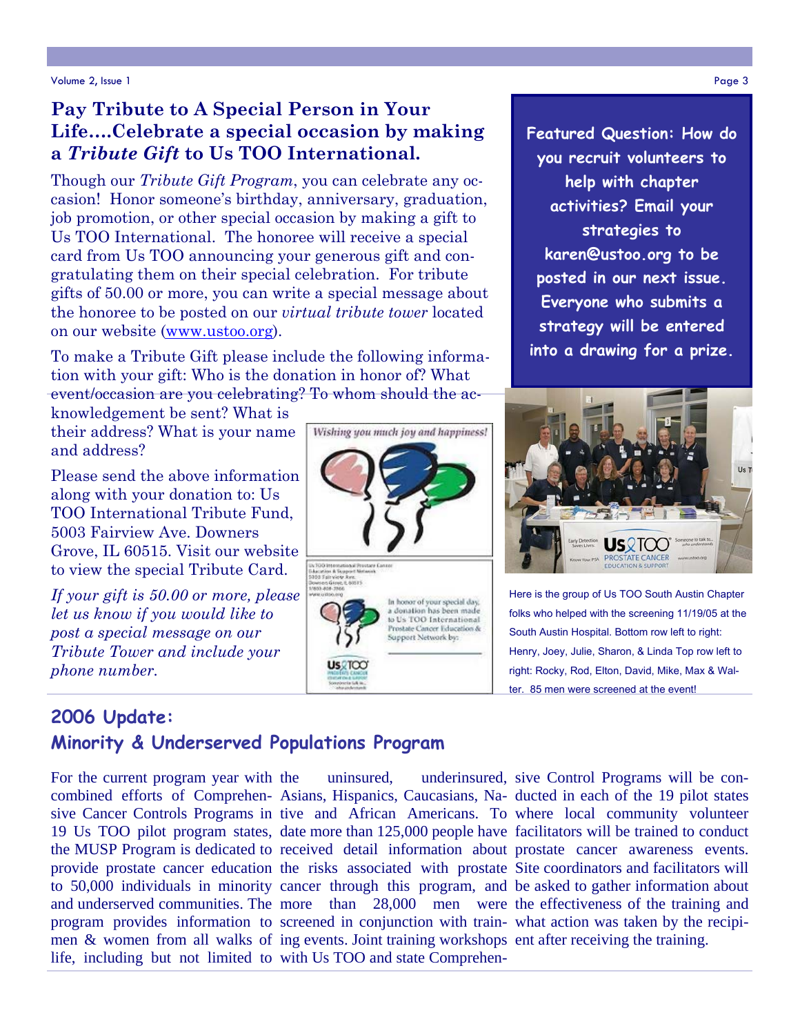## Pay Tribute to A Special Person in Your Life....Celebrate a special occasion by making a *Tribute Gift* to Us TOO International.

Though our *Tribute Gift Program*, you can celebrate any occasion! Honor someone's birthday, anniversary, graduation, job promotion, or other special occasion by making a gift to Us TOO International. The honoree will receive a special card from Us TOO announcing your generous gift and congratulating them on their special celebration. For tribute gifts of 50.00 or more, you can write a special message about the honoree to be posted on our *virtual tribute tower* located on our website (www.ustoo.org).

To make a Tribute Gift please include the following information with your gift: Who is the donation in honor of? What event/occasion are you celebrating? To whom should the acknowledgement be sent? What is their address? What is your name and address?

Please send the above information along with your donation to: Us TOO International Tribute Fund, 5003 Fairview Ave. Downers Grove, IL 60515. Visit our website to view the special Tribute Card.

*If your gift is 50.00 or more, please let us know if you would like to post a special message on our Tribute Tower and include your phone number.*

**Featured Question: How do you recruit volunteers to help with chapter activities? Email your strategies to karen@ustoo.org to be posted in our next issue. Everyone who submits a strategy will be entered into a drawing for a prize.**

Here is the group of Us TOO South Austin Chapter folks who helped with the screening 11/19/05 at the South Austin Hospital. Bottom row left to right: Henry, Joey, Julie, Sharon, & Linda Top row left to right: Rocky, Rod, Elton, David, Mike, Max & Walter. 85 men were screened at the event!

## 2006 Update: Minority & Underserved Populations Program

For the current program year with the combined efforts of Comprehensive Cancer Controls Programs in 19 Us TOO pilot program states, the MUSP Program is dedicated to provide prostate cancer education to 50,000 individuals in minority and underserved communities. The program provides information to men & women from all walks of life, including but not limited to the uninsured, underinsured, Asians, Hispanics, Caucasians, Native and African Americans. To date more than 125,000 people have received detail information about the risks associated with prostate cancer through this program, and more than 28,000 men were screened in conjunction with training events. Joint training workshops with Us TOO and state Comprehensive Control Programs will be conducted in each of the 19 pilot states where local community volunteer facilitators will be trained to conduct prostate cancer awareness events. Site coordinators and facilitators will be asked to gather information about the effectiveness of the training and what action was taken by the recipient after receiving the training.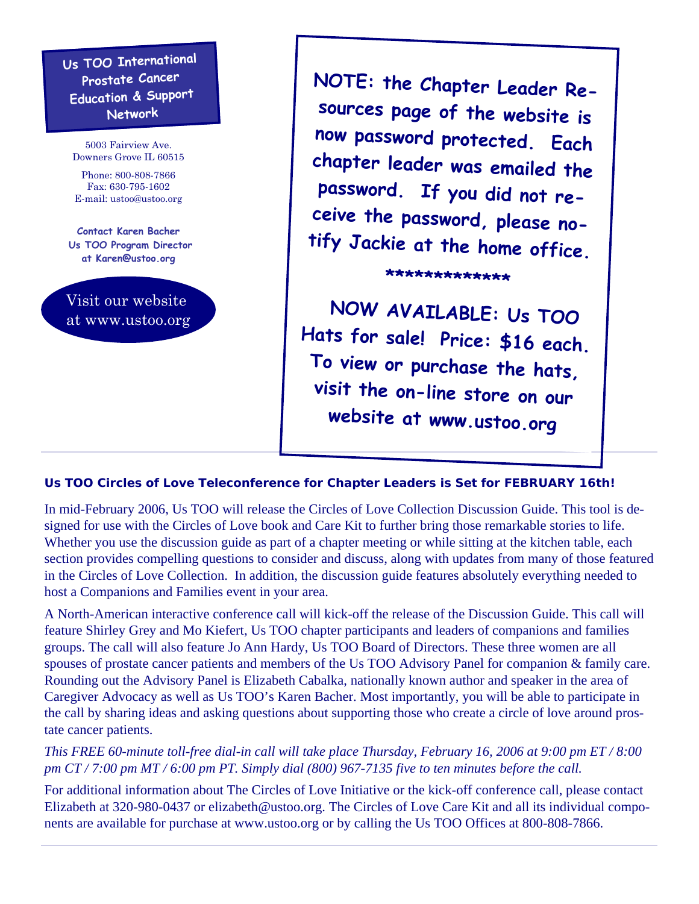**Us TOO International Prostate Cancer Education & Support Network**

5003 Fairview Ave.
Downers Grove IL 60515

Phone: 800-808-7866
Fax: 630-795-1602
E-mail: ustoo@ustoo.org

**Contact Karen Bacher**
**Us TOO Program Director**
**at Karen@ustoo.org**

Visit our website at www.ustoo.org

**NOTE: the Chapter Leader Resources page of the website is now password protected. Each chapter leader was emailed the password. If you did not receive the password, please notify Jackie at the home office.**

**************

**NOW AVAILABLE: Us TOO Hats for sale! Price: $16 each. To view or purchase the hats, visit the on-line store on our website at www.ustoo.org**

### Us TOO Circles of Love Teleconference for Chapter Leaders is Set for FEBRUARY 16th!

In mid-February 2006, Us TOO will release the Circles of Love Collection Discussion Guide. This tool is designed for use with the Circles of Love book and Care Kit to further bring those remarkable stories to life. Whether you use the discussion guide as part of a chapter meeting or while sitting at the kitchen table, each section provides compelling questions to consider and discuss, along with updates from many of those featured in the Circles of Love Collection. In addition, the discussion guide features absolutely everything needed to host a Companions and Families event in your area.

A North-American interactive conference call will kick-off the release of the Discussion Guide. This call will feature Shirley Grey and Mo Kiefert, Us TOO chapter participants and leaders of companions and families groups. The call will also feature Jo Ann Hardy, Us TOO Board of Directors. These three women are all spouses of prostate cancer patients and members of the Us TOO Advisory Panel for companion & family care. Rounding out the Advisory Panel is Elizabeth Cabalka, nationally known author and speaker in the area of Caregiver Advocacy as well as Us TOO's Karen Bacher. Most importantly, you will be able to participate in the call by sharing ideas and asking questions about supporting those who create a circle of love around prostate cancer patients.

*This FREE 60-minute toll-free dial-in call will take place Thursday, February 16, 2006 at 9:00 pm ET / 8:00 pm CT / 7:00 pm MT / 6:00 pm PT. Simply dial (800) 967-7135 five to ten minutes before the call.*

For additional information about The Circles of Love Initiative or the kick-off conference call, please contact Elizabeth at 320-980-0437 or elizabeth@ustoo.org. The Circles of Love Care Kit and all its individual components are available for purchase at www.ustoo.org or by calling the Us TOO Offices at 800-808-7866.